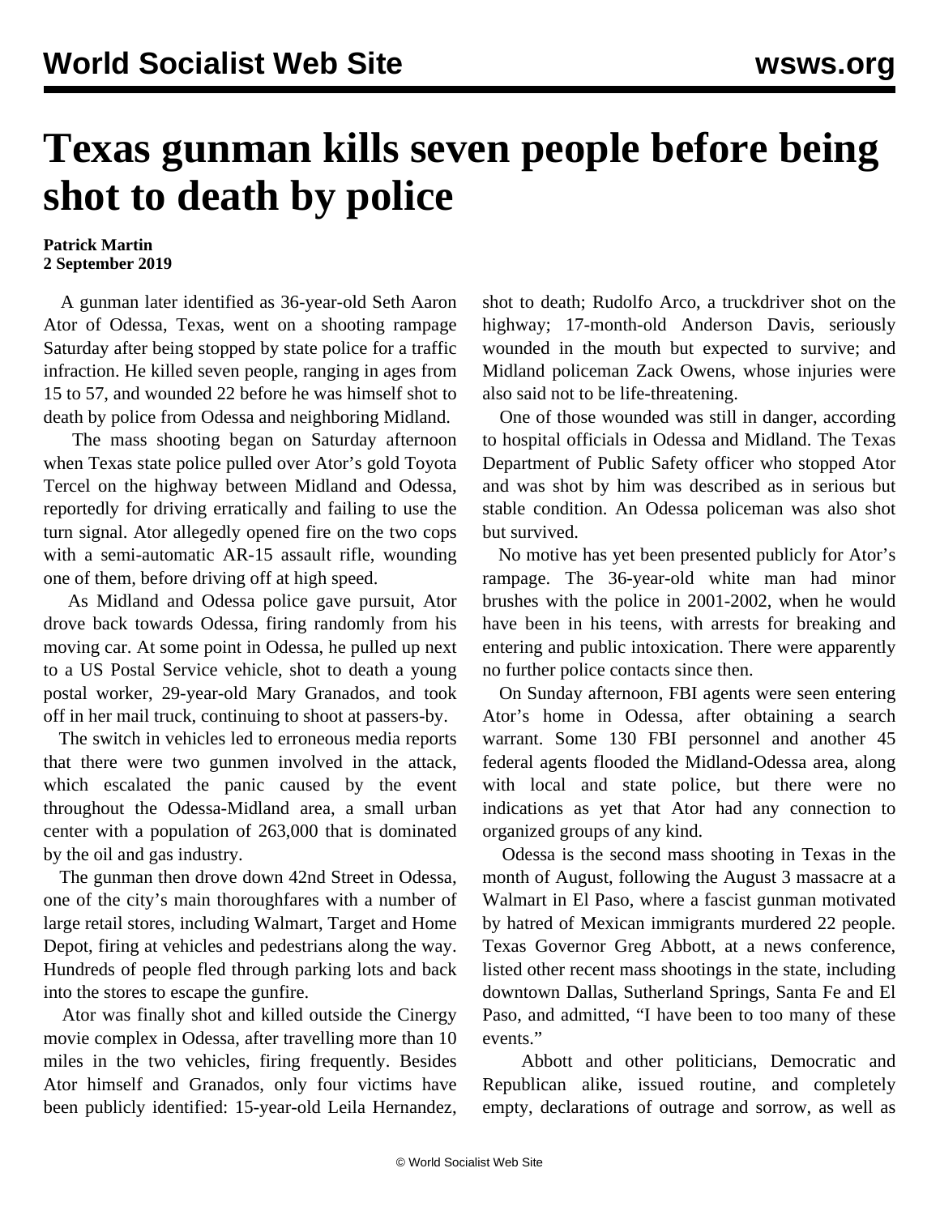# Texas gunman kills seven people before being shot to death by police

**Patrick Martin**
**2 September 2019**

A gunman later identified as 36-year-old Seth Aaron Ator of Odessa, Texas, went on a shooting rampage Saturday after being stopped by state police for a traffic infraction. He killed seven people, ranging in ages from 15 to 57, and wounded 22 before he was himself shot to death by police from Odessa and neighboring Midland.

The mass shooting began on Saturday afternoon when Texas state police pulled over Ator's gold Toyota Tercel on the highway between Midland and Odessa, reportedly for driving erratically and failing to use the turn signal. Ator allegedly opened fire on the two cops with a semi-automatic AR-15 assault rifle, wounding one of them, before driving off at high speed.

As Midland and Odessa police gave pursuit, Ator drove back towards Odessa, firing randomly from his moving car. At some point in Odessa, he pulled up next to a US Postal Service vehicle, shot to death a young postal worker, 29-year-old Mary Granados, and took off in her mail truck, continuing to shoot at passers-by.

The switch in vehicles led to erroneous media reports that there were two gunmen involved in the attack, which escalated the panic caused by the event throughout the Odessa-Midland area, a small urban center with a population of 263,000 that is dominated by the oil and gas industry.

The gunman then drove down 42nd Street in Odessa, one of the city's main thoroughfares with a number of large retail stores, including Walmart, Target and Home Depot, firing at vehicles and pedestrians along the way. Hundreds of people fled through parking lots and back into the stores to escape the gunfire.

Ator was finally shot and killed outside the Cinergy movie complex in Odessa, after travelling more than 10 miles in the two vehicles, firing frequently. Besides Ator himself and Granados, only four victims have been publicly identified: 15-year-old Leila Hernandez, shot to death; Rudolfo Arco, a truckdriver shot on the highway; 17-month-old Anderson Davis, seriously wounded in the mouth but expected to survive; and Midland policeman Zack Owens, whose injuries were also said not to be life-threatening.

One of those wounded was still in danger, according to hospital officials in Odessa and Midland. The Texas Department of Public Safety officer who stopped Ator and was shot by him was described as in serious but stable condition. An Odessa policeman was also shot but survived.

No motive has yet been presented publicly for Ator's rampage. The 36-year-old white man had minor brushes with the police in 2001-2002, when he would have been in his teens, with arrests for breaking and entering and public intoxication. There were apparently no further police contacts since then.

On Sunday afternoon, FBI agents were seen entering Ator's home in Odessa, after obtaining a search warrant. Some 130 FBI personnel and another 45 federal agents flooded the Midland-Odessa area, along with local and state police, but there were no indications as yet that Ator had any connection to organized groups of any kind.

Odessa is the second mass shooting in Texas in the month of August, following the August 3 massacre at a Walmart in El Paso, where a fascist gunman motivated by hatred of Mexican immigrants murdered 22 people. Texas Governor Greg Abbott, at a news conference, listed other recent mass shootings in the state, including downtown Dallas, Sutherland Springs, Santa Fe and El Paso, and admitted, "I have been to too many of these events."

Abbott and other politicians, Democratic and Republican alike, issued routine, and completely empty, declarations of outrage and sorrow, as well as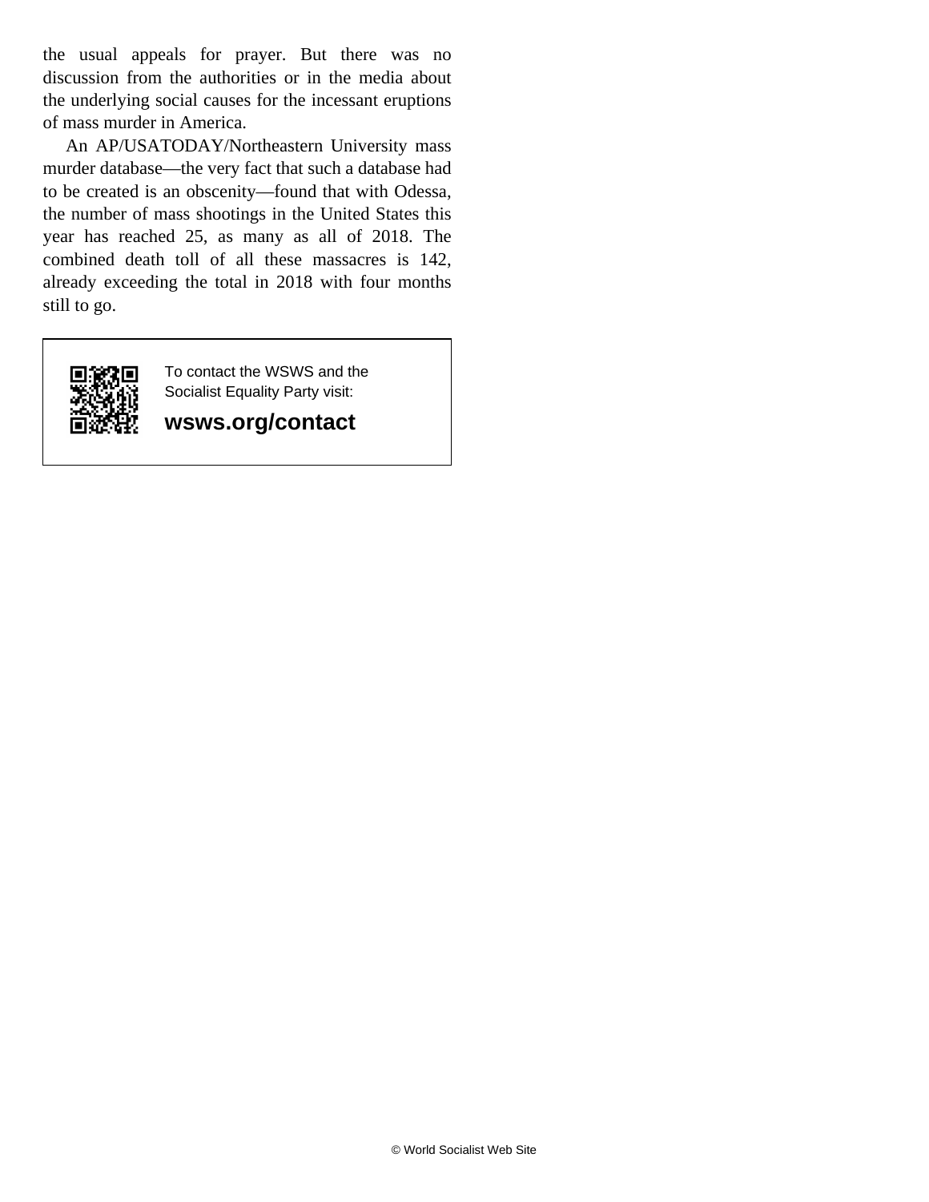the usual appeals for prayer. But there was no discussion from the authorities or in the media about the underlying social causes for the incessant eruptions of mass murder in America.

An AP/USATODAY/Northeastern University mass murder database—the very fact that such a database had to be created is an obscenity—found that with Odessa, the number of mass shootings in the United States this year has reached 25, as many as all of 2018. The combined death toll of all these massacres is 142, already exceeding the total in 2018 with four months still to go.

To contact the WSWS and the Socialist Equality Party visit:

**wsws.org/contact**